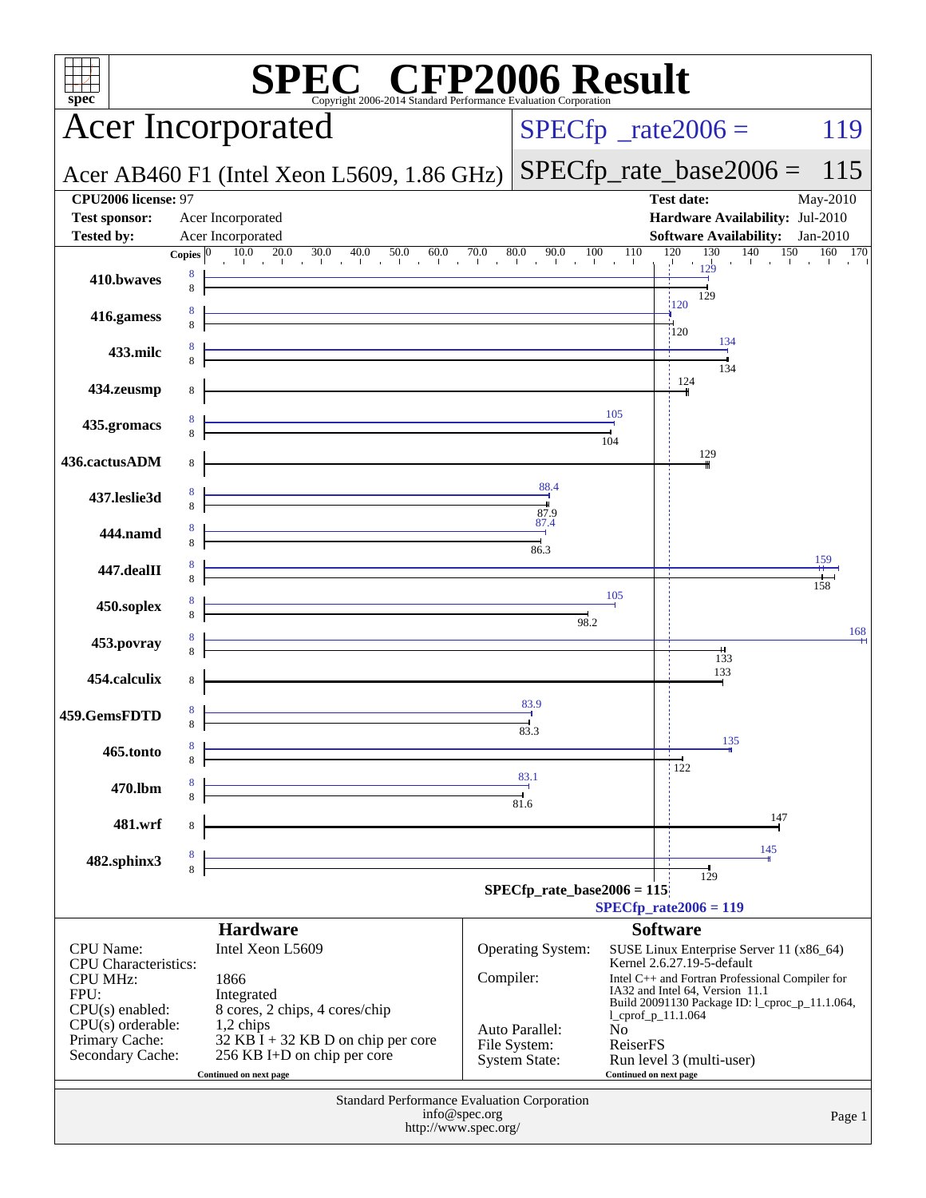# SPEC CFP2006 Result

Copyright 2006-2014 Standard Performance Evaluation Corporation

## Acer Incorporated

Acer AB460 F1 (Intel Xeon L5609, 1.86 GHz)

SPECfp_rate2006 = 119

SPECfp_rate_base2006 = 115

| | | | |
|---|---|---|---|
| **CPU2006 license:** 97 | | **Test date:** | May-2010 |
| **Test sponsor:** | Acer Incorporated | **Hardware Availability:** | Jul-2010 |
| **Tested by:** | Acer Incorporated | **Software Availability:** | Jan-2010 |

| Benchmark | Copies (peak) | Peak | Copies (base) | Base |
|---|---|---|---|---|
| 410.bwaves | 8 | 129 | 8 | 129 |
| 416.gamess | 8 | 120 | 8 | 120 |
| 433.milc | 8 | 134 | 8 | 134 |
| 434.zeusmp | | | 8 | 124 |
| 435.gromacs | 8 | 105 | 8 | 104 |
| 436.cactusADM | | | 8 | 129 |
| 437.leslie3d | 8 | 88.4 | 8 | 87.9 |
| 444.namd | 8 | 87.4 | 8 | 86.3 |
| 447.dealII | 8 | 159 | 8 | 158 |
| 450.soplex | 8 | 105 | 8 | 98.2 |
| 453.povray | 8 | 168 | 8 | 133 |
| 454.calculix | | | 8 | 133 |
| 459.GemsFDTD | 8 | 83.9 | 8 | 83.3 |
| 465.tonto | 8 | 135 | 8 | 122 |
| 470.lbm | 8 | 83.1 | 8 | 81.6 |
| 481.wrf | | | 8 | 147 |
| 482.sphinx3 | 8 | 145 | 8 | 129 |

SPECfp_rate_base2006 = 115

SPECfp_rate2006 = 119

### Hardware

| | |
|---|---|
| CPU Name: | Intel Xeon L5609 |
| CPU Characteristics: | |
| CPU MHz: | 1866 |
| FPU: | Integrated |
| CPU(s) enabled: | 8 cores, 2 chips, 4 cores/chip |
| CPU(s) orderable: | 1,2 chips |
| Primary Cache: | 32 KB I + 32 KB D on chip per core |
| Secondary Cache: | 256 KB I+D on chip per core |

Continued on next page

### Software

| | |
|---|---|
| Operating System: | SUSE Linux Enterprise Server 11 (x86_64) Kernel 2.6.27.19-5-default |
| Compiler: | Intel C++ and Fortran Professional Compiler for IA32 and Intel 64, Version 11.1 Build 20091130 Package ID: l_cproc_p_11.1.064, l_cprof_p_11.1.064 |
| Auto Parallel: | No |
| File System: | ReiserFS |
| System State: | Run level 3 (multi-user) |

Continued on next page

Standard Performance Evaluation Corporation
info@spec.org
http://www.spec.org/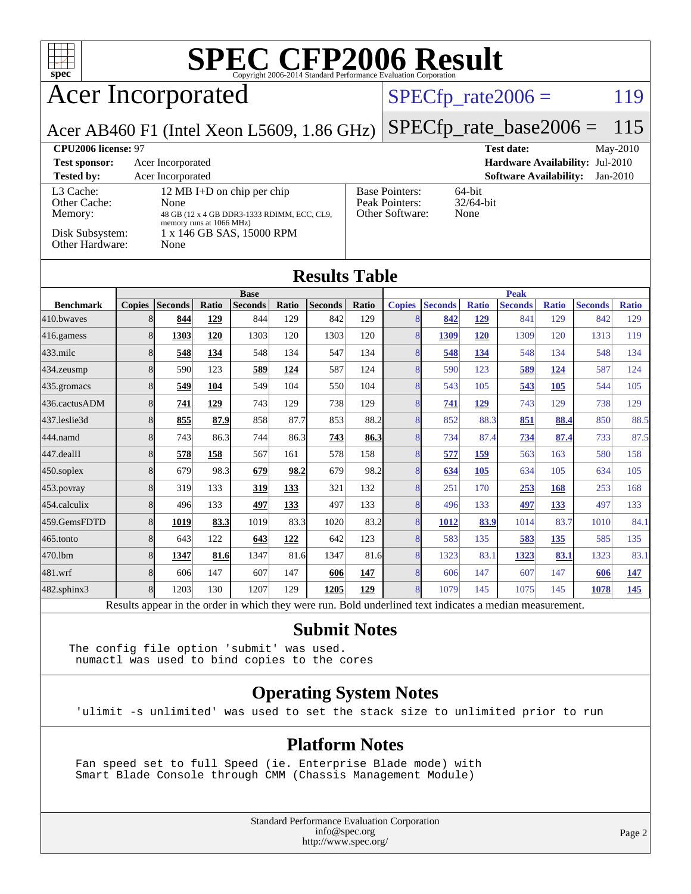# SPEC CFP2006 Result

Copyright 2006-2014 Standard Performance Evaluation Corporation

## Acer Incorporated

Acer AB460 F1 (Intel Xeon L5609, 1.86 GHz)

SPECfp_rate2006 = 119

SPECfp_rate_base2006 = 115

**CPU2006 license:** 97
**Test sponsor:** Acer Incorporated
**Tested by:** Acer Incorporated

**Test date:** May-2010
**Hardware Availability:** Jul-2010
**Software Availability:** Jan-2010

| | |
|---|---|
| L3 Cache: | 12 MB I+D on chip per chip |
| Other Cache: | None |
| Memory: | 48 GB (12 x 4 GB DDR3-1333 RDIMM, ECC, CL9, memory runs at 1066 MHz) |
| Disk Subsystem: | 1 x 146 GB SAS, 15000 RPM |
| Other Hardware: | None |

| | |
|---|---|
| Base Pointers: | 64-bit |
| Peak Pointers: | 32/64-bit |
| Other Software: | None |

## Results Table

| | Base | | | | | | | Peak | | | | | | |
|---|---|---|---|---|---|---|---|---|---|---|---|---|---|---|
| **Benchmark** | **Copies** | **Seconds** | **Ratio** | **Seconds** | **Ratio** | **Seconds** | **Ratio** | **Copies** | **Seconds** | **Ratio** | **Seconds** | **Ratio** | **Seconds** | **Ratio** |
| 410.bwaves | 8 | **844** | **129** | 844 | 129 | 842 | 129 | 8 | **842** | **129** | 841 | 129 | 842 | 129 |
| 416.gamess | 8 | **1303** | **120** | 1303 | 120 | 1303 | 120 | 8 | **1309** | **120** | 1309 | 120 | 1313 | 119 |
| 433.milc | 8 | **548** | **134** | 548 | 134 | 547 | 134 | 8 | **548** | **134** | 548 | 134 | 548 | 134 |
| 434.zeusmp | 8 | 590 | 123 | **589** | **124** | 587 | 124 | 8 | 590 | 123 | **589** | **124** | 587 | 124 |
| 435.gromacs | 8 | **549** | **104** | 549 | 104 | 550 | 104 | 8 | 543 | 105 | **543** | **105** | 544 | 105 |
| 436.cactusADM | 8 | **741** | **129** | 743 | 129 | 738 | 129 | 8 | **741** | **129** | 743 | 129 | 738 | 129 |
| 437.leslie3d | 8 | **855** | **87.9** | 858 | 87.7 | 853 | 88.2 | 8 | 852 | 88.3 | **851** | **88.4** | 850 | 88.5 |
| 444.namd | 8 | 743 | 86.3 | 744 | 86.3 | **743** | **86.3** | 8 | 734 | 87.4 | **734** | **87.4** | 733 | 87.5 |
| 447.dealII | 8 | **578** | **158** | 567 | 161 | 578 | 158 | 8 | **577** | **159** | 563 | 163 | 580 | 158 |
| 450.soplex | 8 | 679 | 98.3 | **679** | **98.2** | 679 | 98.2 | 8 | **634** | **105** | 634 | 105 | 634 | 105 |
| 453.povray | 8 | 319 | 133 | **319** | **133** | 321 | 132 | 8 | 251 | 170 | **253** | **168** | 253 | 168 |
| 454.calculix | 8 | 496 | 133 | **497** | **133** | 497 | 133 | 8 | 496 | 133 | **497** | **133** | 497 | 133 |
| 459.GemsFDTD | 8 | **1019** | **83.3** | 1019 | 83.3 | 1020 | 83.2 | 8 | **1012** | **83.9** | 1014 | 83.7 | 1010 | 84.1 |
| 465.tonto | 8 | 643 | 122 | **643** | **122** | 642 | 123 | 8 | 583 | 135 | **583** | **135** | 585 | 135 |
| 470.lbm | 8 | **1347** | **81.6** | 1347 | 81.6 | 1347 | 81.6 | 8 | 1323 | 83.1 | **1323** | **83.1** | 1323 | 83.1 |
| 481.wrf | 8 | 606 | 147 | 607 | 147 | **606** | **147** | 8 | 606 | 147 | 607 | 147 | **606** | **147** |
| 482.sphinx3 | 8 | 1203 | 130 | 1207 | 129 | **1205** | **129** | 8 | 1079 | 145 | 1075 | 145 | **1078** | **145** |

Results appear in the order in which they were run. Bold underlined text indicates a median measurement.

## Submit Notes

```
The config file option 'submit' was used.
 numactl was used to bind copies to the cores
```

## Operating System Notes

```
'ulimit -s unlimited' was used to set the stack size to unlimited prior to run
```

## Platform Notes

```
Fan speed set to full Speed (ie. Enterprise Blade mode) with
Smart Blade Console through CMM (Chassis Management Module)
```

Standard Performance Evaluation Corporation
info@spec.org
http://www.spec.org/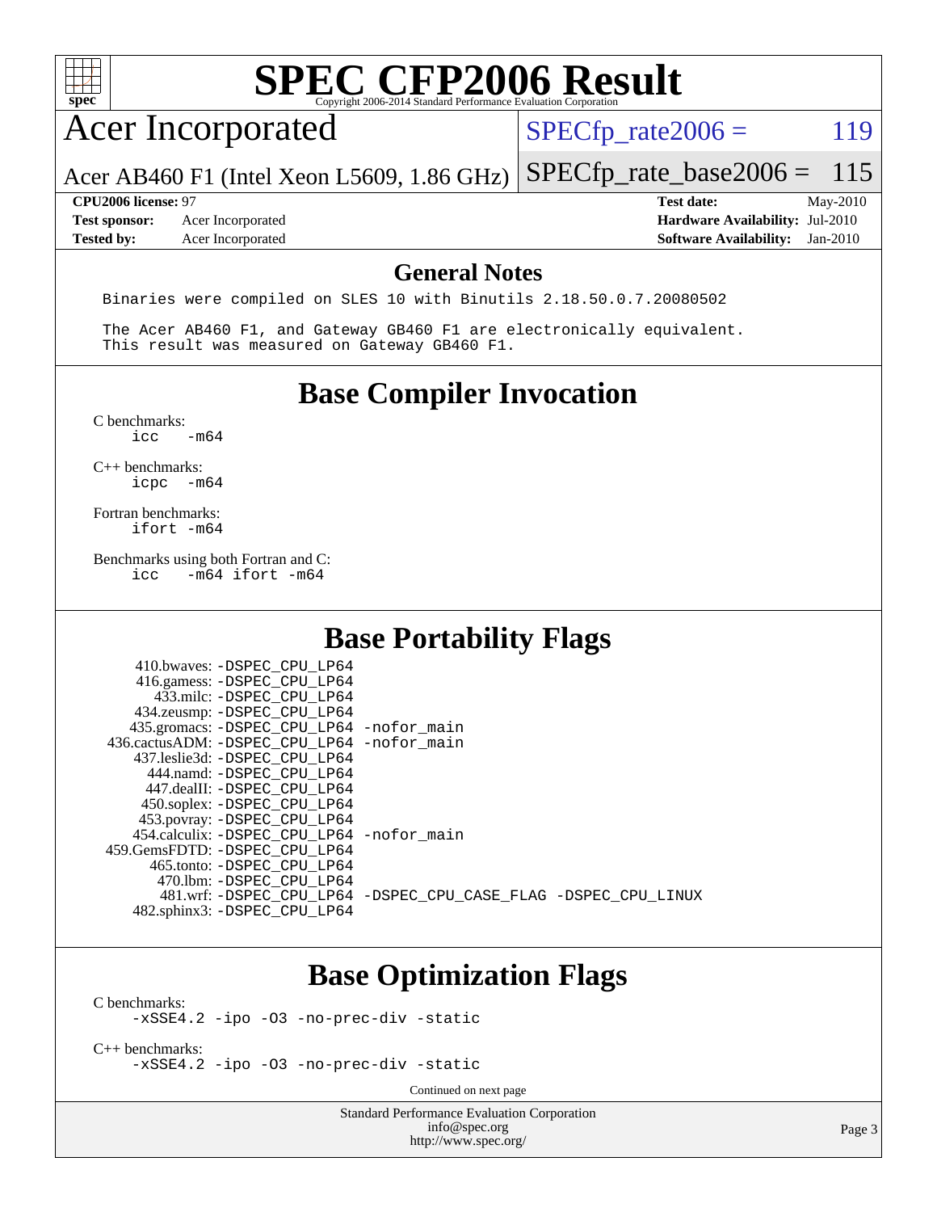# SPEC CFP2006 Result

Copyright 2006-2014 Standard Performance Evaluation Corporation

## Acer Incorporated

Acer AB460 F1 (Intel Xeon L5609, 1.86 GHz)

SPECfp_rate2006 = 119

SPECfp_rate_base2006 = 115

| | | | |
|---|---|---|---|
| **CPU2006 license:** 97 | | **Test date:** | May-2010 |
| **Test sponsor:** | Acer Incorporated | **Hardware Availability:** | Jul-2010 |
| **Tested by:** | Acer Incorporated | **Software Availability:** | Jan-2010 |

## General Notes

```
Binaries were compiled on SLES 10 with Binutils 2.18.50.0.7.20080502

The Acer AB460 F1, and Gateway GB460 F1 are electronically equivalent.
This result was measured on Gateway GB460 F1.
```

## Base Compiler Invocation

C benchmarks:
```
icc   -m64
```

C++ benchmarks:
```
icpc  -m64
```

Fortran benchmarks:
```
ifort -m64
```

Benchmarks using both Fortran and C:
```
icc   -m64 ifort -m64
```

## Base Portability Flags

```
    410.bwaves: -DSPEC_CPU_LP64
    416.gamess: -DSPEC_CPU_LP64
      433.milc: -DSPEC_CPU_LP64
    434.zeusmp: -DSPEC_CPU_LP64
   435.gromacs: -DSPEC_CPU_LP64 -nofor_main
436.cactusADM: -DSPEC_CPU_LP64 -nofor_main
  437.leslie3d: -DSPEC_CPU_LP64
      444.namd: -DSPEC_CPU_LP64
    447.dealII: -DSPEC_CPU_LP64
    450.soplex: -DSPEC_CPU_LP64
    453.povray: -DSPEC_CPU_LP64
  454.calculix: -DSPEC_CPU_LP64 -nofor_main
 459.GemsFDTD: -DSPEC_CPU_LP64
     465.tonto: -DSPEC_CPU_LP64
       470.lbm: -DSPEC_CPU_LP64
       481.wrf: -DSPEC_CPU_LP64 -DSPEC_CPU_CASE_FLAG -DSPEC_CPU_LINUX
   482.sphinx3: -DSPEC_CPU_LP64
```

## Base Optimization Flags

C benchmarks:
```
-xSSE4.2 -ipo -O3 -no-prec-div -static
```

C++ benchmarks:
```
-xSSE4.2 -ipo -O3 -no-prec-div -static
```

Continued on next page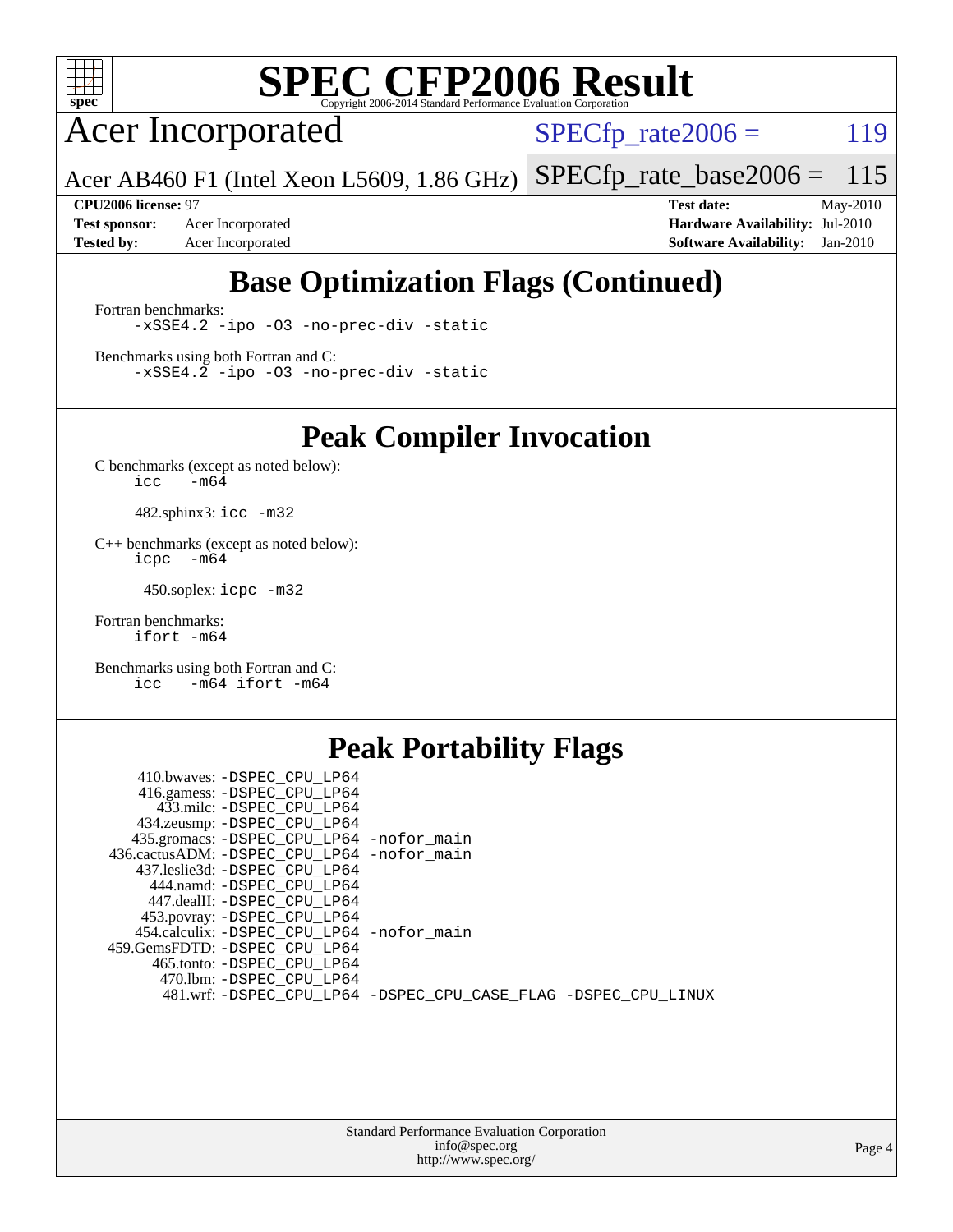# SPEC CFP2006 Result

Copyright 2006-2014 Standard Performance Evaluation Corporation

## Acer Incorporated

Acer AB460 F1 (Intel Xeon L5609, 1.86 GHz)

SPECfp_rate2006 = 119

SPECfp_rate_base2006 = 115

| | | | |
|---|---|---|---|
| **CPU2006 license:** | 97 | **Test date:** | May-2010 |
| **Test sponsor:** | Acer Incorporated | **Hardware Availability:** | Jul-2010 |
| **Tested by:** | Acer Incorporated | **Software Availability:** | Jan-2010 |

## Base Optimization Flags (Continued)

Fortran benchmarks:

```
-xSSE4.2 -ipo -O3 -no-prec-div -static
```

Benchmarks using both Fortran and C:

```
-xSSE4.2 -ipo -O3 -no-prec-div -static
```

## Peak Compiler Invocation

C benchmarks (except as noted below):

```
icc  -m64
```

482.sphinx3: `icc -m32`

C++ benchmarks (except as noted below):

```
icpc  -m64
```

450.soplex: `icpc -m32`

Fortran benchmarks:

```
ifort -m64
```

Benchmarks using both Fortran and C:

```
icc  -m64 ifort -m64
```

## Peak Portability Flags

410.bwaves: `-DSPEC_CPU_LP64`
416.gamess: `-DSPEC_CPU_LP64`
433.milc: `-DSPEC_CPU_LP64`
434.zeusmp: `-DSPEC_CPU_LP64`
435.gromacs: `-DSPEC_CPU_LP64 -nofor_main`
436.cactusADM: `-DSPEC_CPU_LP64 -nofor_main`
437.leslie3d: `-DSPEC_CPU_LP64`
444.namd: `-DSPEC_CPU_LP64`
447.dealII: `-DSPEC_CPU_LP64`
453.povray: `-DSPEC_CPU_LP64`
454.calculix: `-DSPEC_CPU_LP64 -nofor_main`
459.GemsFDTD: `-DSPEC_CPU_LP64`
465.tonto: `-DSPEC_CPU_LP64`
470.lbm: `-DSPEC_CPU_LP64`
481.wrf: `-DSPEC_CPU_LP64 -DSPEC_CPU_CASE_FLAG -DSPEC_CPU_LINUX`

Standard Performance Evaluation Corporation
info@spec.org
http://www.spec.org/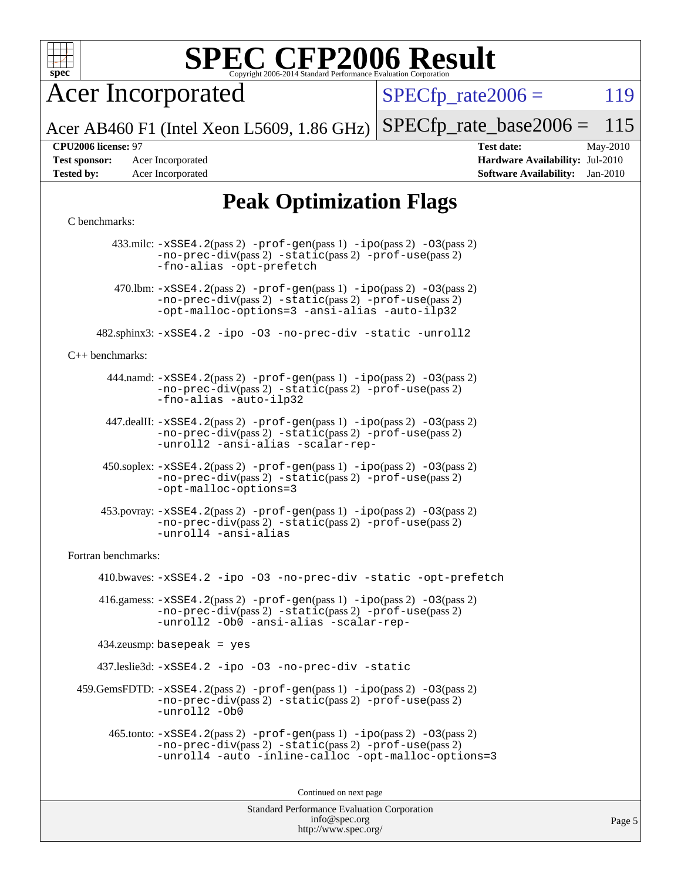# SPEC CFP2006 Result

Copyright 2006-2014 Standard Performance Evaluation Corporation

**Acer Incorporated**

Acer AB460 F1 (Intel Xeon L5609, 1.86 GHz)

SPECfp_rate2006 = 119

SPECfp_rate_base2006 = 115

| | | | |
|---|---|---|---|
| **CPU2006 license:** 97 | | **Test date:** | May-2010 |
| **Test sponsor:** | Acer Incorporated | **Hardware Availability:** | Jul-2010 |
| **Tested by:** | Acer Incorporated | **Software Availability:** | Jan-2010 |

## Peak Optimization Flags

C benchmarks:

433.milc: -xSSE4.2(pass 2) -prof-gen(pass 1) -ipo(pass 2) -O3(pass 2) -no-prec-div(pass 2) -static(pass 2) -prof-use(pass 2) -fno-alias -opt-prefetch

470.lbm: -xSSE4.2(pass 2) -prof-gen(pass 1) -ipo(pass 2) -O3(pass 2) -no-prec-div(pass 2) -static(pass 2) -prof-use(pass 2) -opt-malloc-options=3 -ansi-alias -auto-ilp32

482.sphinx3: -xSSE4.2 -ipo -O3 -no-prec-div -static -unroll2

C++ benchmarks:

444.namd: -xSSE4.2(pass 2) -prof-gen(pass 1) -ipo(pass 2) -O3(pass 2) -no-prec-div(pass 2) -static(pass 2) -prof-use(pass 2) -fno-alias -auto-ilp32

447.dealII: -xSSE4.2(pass 2) -prof-gen(pass 1) -ipo(pass 2) -O3(pass 2) -no-prec-div(pass 2) -static(pass 2) -prof-use(pass 2) -unroll2 -ansi-alias -scalar-rep-

450.soplex: -xSSE4.2(pass 2) -prof-gen(pass 1) -ipo(pass 2) -O3(pass 2) -no-prec-div(pass 2) -static(pass 2) -prof-use(pass 2) -opt-malloc-options=3

453.povray: -xSSE4.2(pass 2) -prof-gen(pass 1) -ipo(pass 2) -O3(pass 2) -no-prec-div(pass 2) -static(pass 2) -prof-use(pass 2) -unroll4 -ansi-alias

Fortran benchmarks:

410.bwaves: -xSSE4.2 -ipo -O3 -no-prec-div -static -opt-prefetch

416.gamess: -xSSE4.2(pass 2) -prof-gen(pass 1) -ipo(pass 2) -O3(pass 2) -no-prec-div(pass 2) -static(pass 2) -prof-use(pass 2) -unroll2 -Ob0 -ansi-alias -scalar-rep-

434.zeusmp: basepeak = yes

437.leslie3d: -xSSE4.2 -ipo -O3 -no-prec-div -static

459.GemsFDTD: -xSSE4.2(pass 2) -prof-gen(pass 1) -ipo(pass 2) -O3(pass 2) -no-prec-div(pass 2) -static(pass 2) -prof-use(pass 2) -unroll2 -Ob0

465.tonto: -xSSE4.2(pass 2) -prof-gen(pass 1) -ipo(pass 2) -O3(pass 2) -no-prec-div(pass 2) -static(pass 2) -prof-use(pass 2) -unroll4 -auto -inline-calloc -opt-malloc-options=3

Continued on next page

Standard Performance Evaluation Corporation
info@spec.org
http://www.spec.org/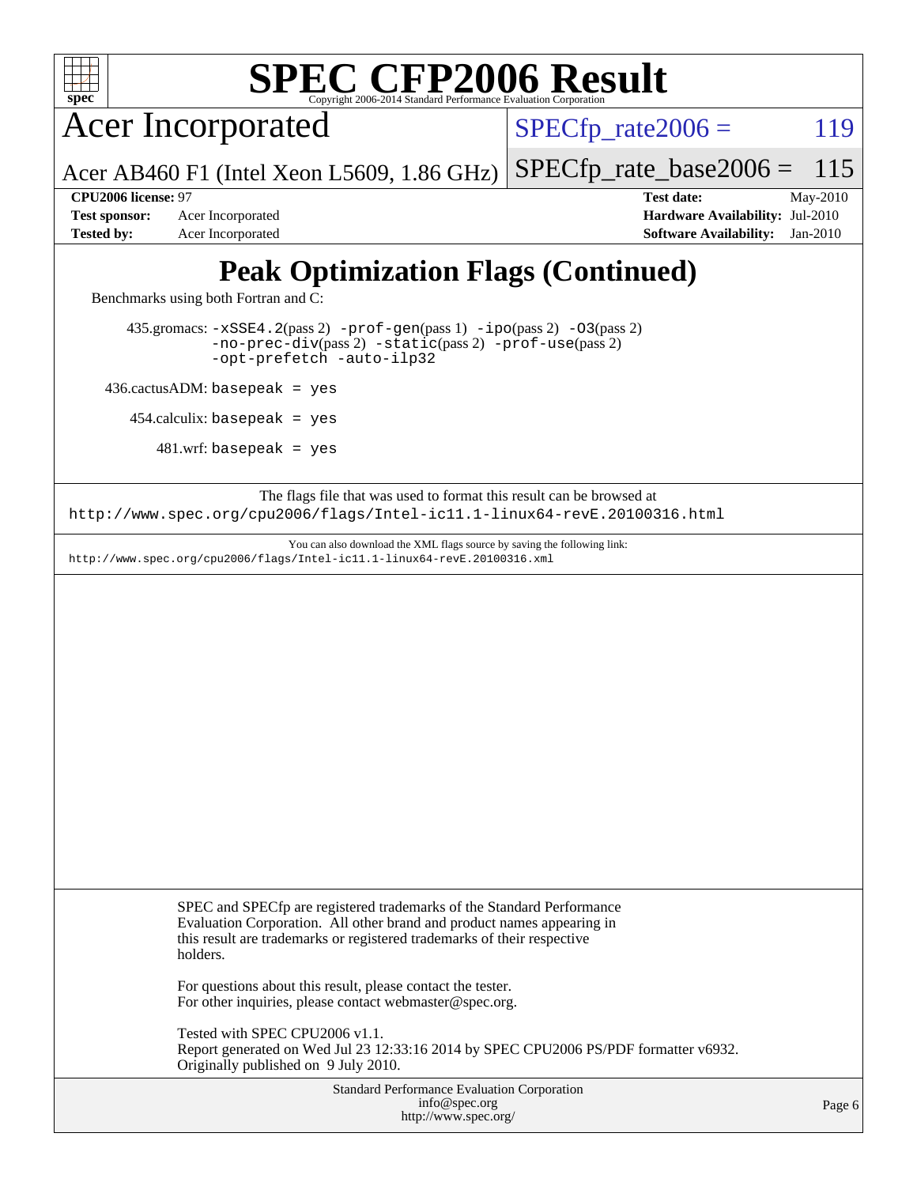# Peak Optimization Flags (Continued)

Benchmarks using both Fortran and C:

435.gromacs: -xSSE4.2(pass 2) -prof-gen(pass 1) -ipo(pass 2) -O3(pass 2) -no-prec-div(pass 2) -static(pass 2) -prof-use(pass 2) -opt-prefetch -auto-ilp32

436.cactusADM: basepeak = yes

454.calculix: basepeak = yes

481.wrf: basepeak = yes

The flags file that was used to format this result can be browsed at
http://www.spec.org/cpu2006/flags/Intel-ic11.1-linux64-revE.20100316.html

You can also download the XML flags source by saving the following link:
http://www.spec.org/cpu2006/flags/Intel-ic11.1-linux64-revE.20100316.xml

SPEC and SPECfp are registered trademarks of the Standard Performance Evaluation Corporation. All other brand and product names appearing in this result are trademarks or registered trademarks of their respective holders.

For questions about this result, please contact the tester.
For other inquiries, please contact webmaster@spec.org.

Tested with SPEC CPU2006 v1.1.
Report generated on Wed Jul 23 12:33:16 2014 by SPEC CPU2006 PS/PDF formatter v6932.
Originally published on 9 July 2010.